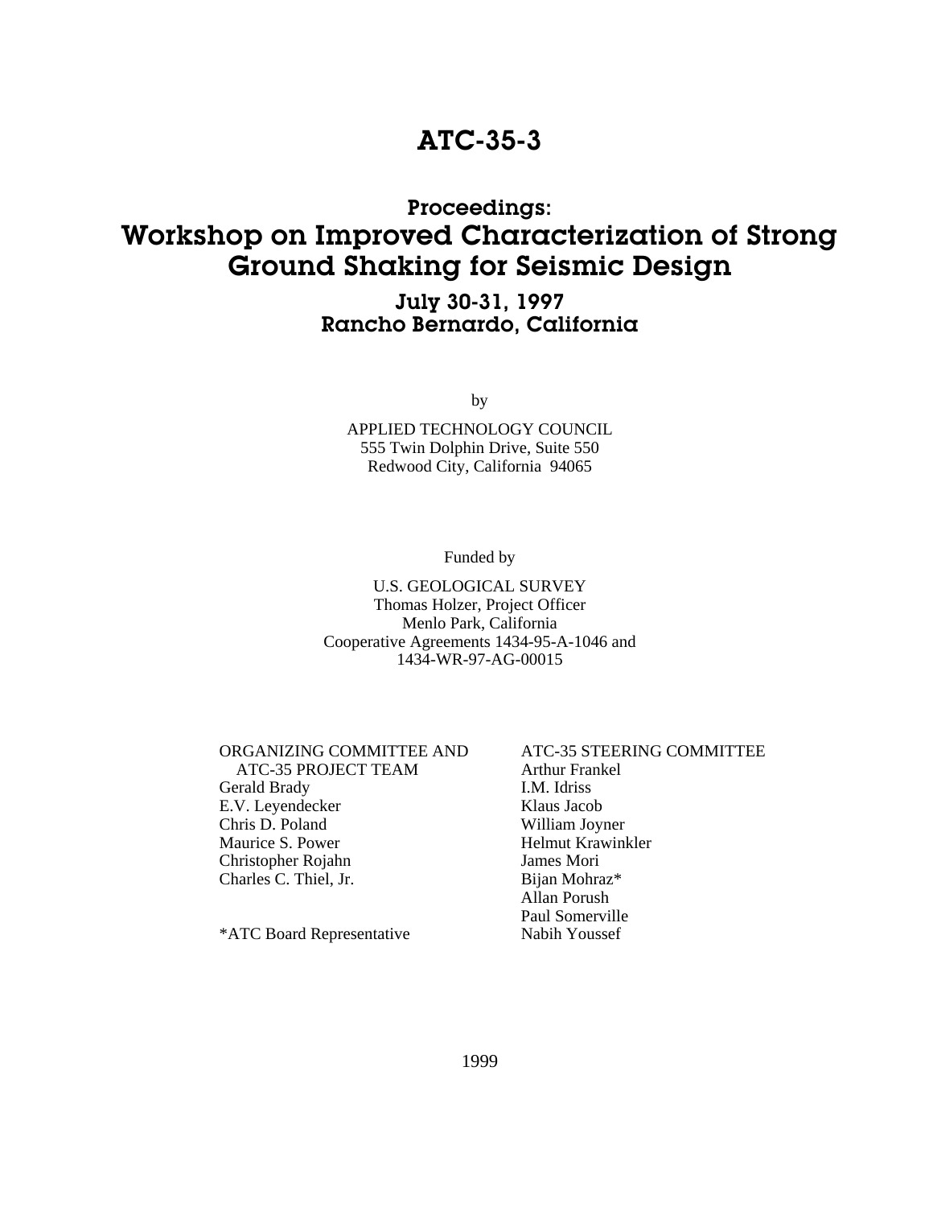# ATC-35-3

## Proceedings:

# Workshop on Improved Characterization of Strong Ground Shaking for Seismic Design

### July 30-31, 1997
### Rancho Bernardo, California

by

APPLIED TECHNOLOGY COUNCIL
555 Twin Dolphin Drive, Suite 550
Redwood City, California 94065

Funded by

U.S. GEOLOGICAL SURVEY
Thomas Holzer, Project Officer
Menlo Park, California
Cooperative Agreements 1434-95-A-1046 and
1434-WR-97-AG-00015

ORGANIZING COMMITTEE AND ATC-35 PROJECT TEAM
Gerald Brady
E.V. Leyendecker
Chris D. Poland
Maurice S. Power
Christopher Rojahn
Charles C. Thiel, Jr.

ATC-35 STEERING COMMITTEE
Arthur Frankel
I.M. Idriss
Klaus Jacob
William Joyner
Helmut Krawinkler
James Mori
Bijan Mohraz*
Allan Porush
Paul Somerville
Nabih Youssef

*ATC Board Representative

1999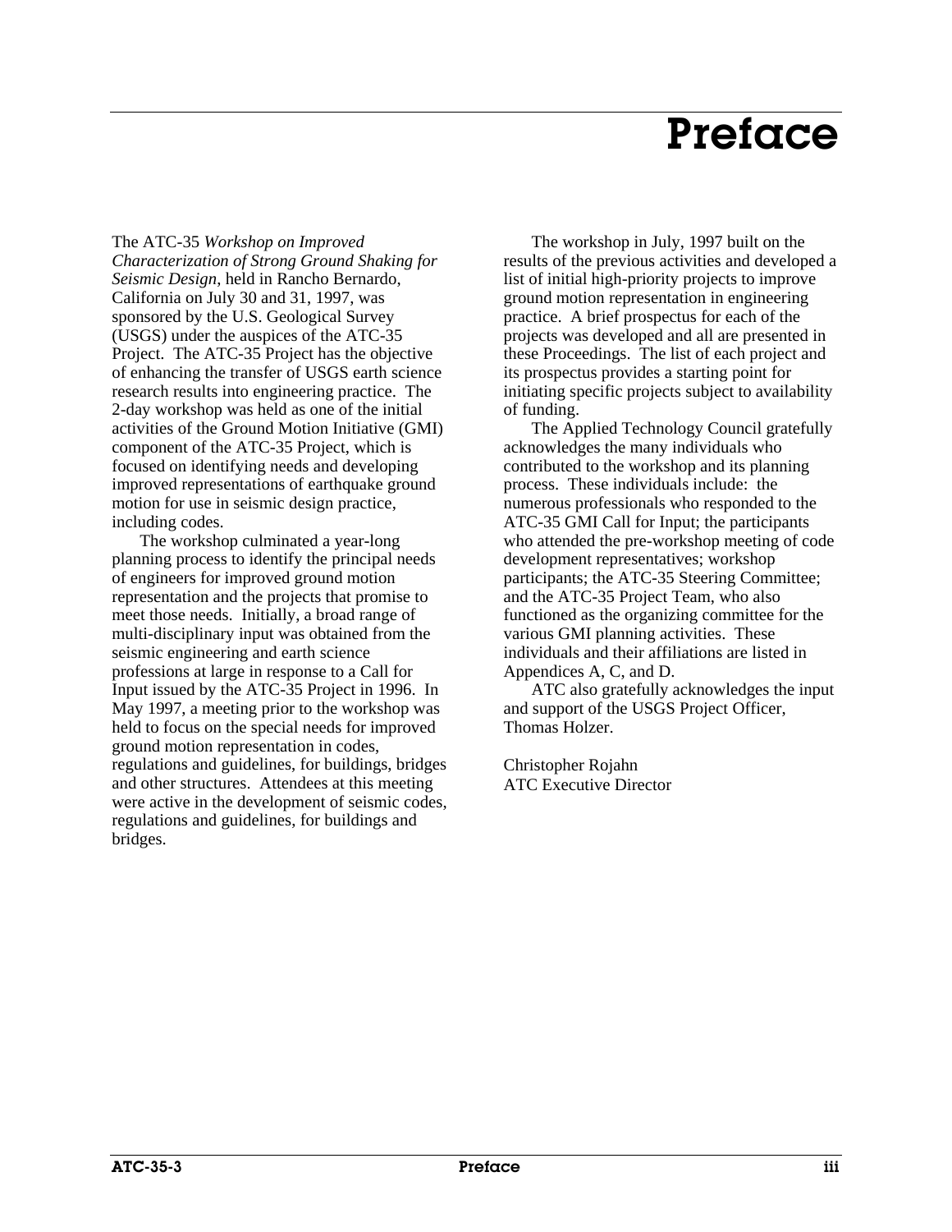# Preface

The ATC-35 *Workshop on Improved Characterization of Strong Ground Shaking for Seismic Design,* held in Rancho Bernardo, California on July 30 and 31, 1997, was sponsored by the U.S. Geological Survey (USGS) under the auspices of the ATC-35 Project. The ATC-35 Project has the objective of enhancing the transfer of USGS earth science research results into engineering practice. The 2-day workshop was held as one of the initial activities of the Ground Motion Initiative (GMI) component of the ATC-35 Project, which is focused on identifying needs and developing improved representations of earthquake ground motion for use in seismic design practice, including codes.

The workshop culminated a year-long planning process to identify the principal needs of engineers for improved ground motion representation and the projects that promise to meet those needs. Initially, a broad range of multi-disciplinary input was obtained from the seismic engineering and earth science professions at large in response to a Call for Input issued by the ATC-35 Project in 1996. In May 1997, a meeting prior to the workshop was held to focus on the special needs for improved ground motion representation in codes, regulations and guidelines, for buildings, bridges and other structures. Attendees at this meeting were active in the development of seismic codes, regulations and guidelines, for buildings and bridges.

The workshop in July, 1997 built on the results of the previous activities and developed a list of initial high-priority projects to improve ground motion representation in engineering practice. A brief prospectus for each of the projects was developed and all are presented in these Proceedings. The list of each project and its prospectus provides a starting point for initiating specific projects subject to availability of funding.

The Applied Technology Council gratefully acknowledges the many individuals who contributed to the workshop and its planning process. These individuals include: the numerous professionals who responded to the ATC-35 GMI Call for Input; the participants who attended the pre-workshop meeting of code development representatives; workshop participants; the ATC-35 Steering Committee; and the ATC-35 Project Team, who also functioned as the organizing committee for the various GMI planning activities. These individuals and their affiliations are listed in Appendices A, C, and D.

ATC also gratefully acknowledges the input and support of the USGS Project Officer, Thomas Holzer.

Christopher Rojahn
ATC Executive Director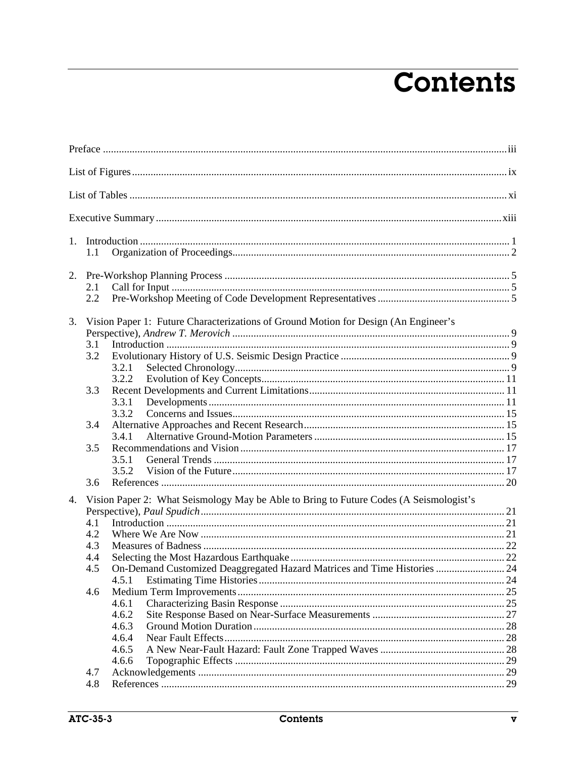# Contents

Preface ..... iii

List of Figures ..... ix

List of Tables ..... xi

Executive Summary ..... xiii

1. Introduction ..... 1
   - 1.1 Organization of Proceedings ..... 2

2. Pre-Workshop Planning Process ..... 5
   - 2.1 Call for Input ..... 5
   - 2.2 Pre-Workshop Meeting of Code Development Representatives ..... 5

3. Vision Paper 1: Future Characterizations of Ground Motion for Design (An Engineer's Perspective), *Andrew T. Merovich* ..... 9
   - 3.1 Introduction ..... 9
   - 3.2 Evolutionary History of U.S. Seismic Design Practice ..... 9
     - 3.2.1 Selected Chronology ..... 9
     - 3.2.2 Evolution of Key Concepts ..... 11
   - 3.3 Recent Developments and Current Limitations ..... 11
     - 3.3.1 Developments ..... 11
     - 3.3.2 Concerns and Issues ..... 15
   - 3.4 Alternative Approaches and Recent Research ..... 15
     - 3.4.1 Alternative Ground-Motion Parameters ..... 15
   - 3.5 Recommendations and Vision ..... 17
     - 3.5.1 General Trends ..... 17
     - 3.5.2 Vision of the Future ..... 17
   - 3.6 References ..... 20

4. Vision Paper 2: What Seismology May be Able to Bring to Future Codes (A Seismologist's Perspective), *Paul Spudich* ..... 21
   - 4.1 Introduction ..... 21
   - 4.2 Where We Are Now ..... 21
   - 4.3 Measures of Badness ..... 22
   - 4.4 Selecting the Most Hazardous Earthquake ..... 22
   - 4.5 On-Demand Customized Deaggregated Hazard Matrices and Time Histories ..... 24
     - 4.5.1 Estimating Time Histories ..... 24
   - 4.6 Medium Term Improvements ..... 25
     - 4.6.1 Characterizing Basin Response ..... 25
     - 4.6.2 Site Response Based on Near-Surface Measurements ..... 27
     - 4.6.3 Ground Motion Duration ..... 28
     - 4.6.4 Near Fault Effects ..... 28
     - 4.6.5 A New Near-Fault Hazard: Fault Zone Trapped Waves ..... 28
     - 4.6.6 Topographic Effects ..... 29
   - 4.7 Acknowledgements ..... 29
   - 4.8 References ..... 29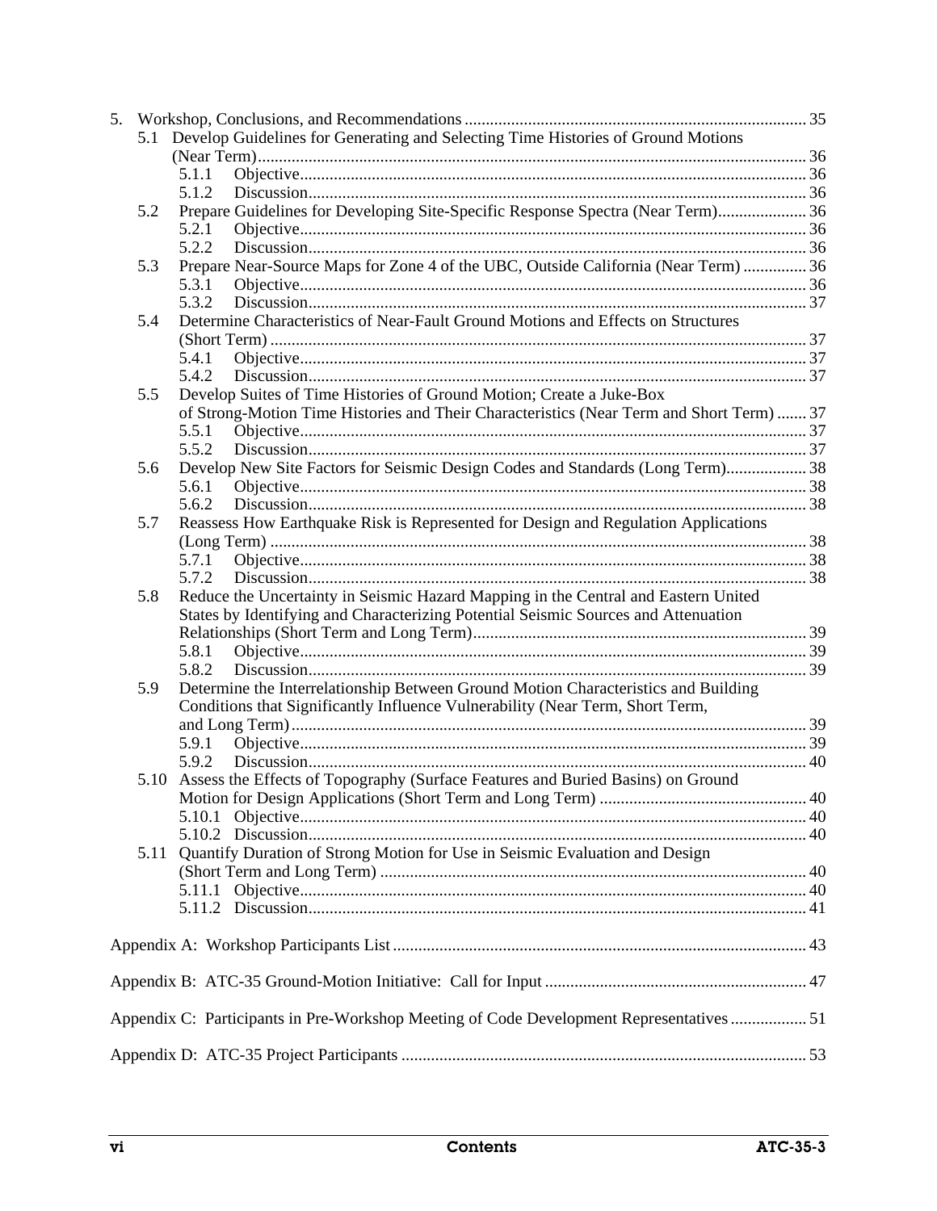5. Workshop, Conclusions, and Recommendations ... 35
   - 5.1 Develop Guidelines for Generating and Selecting Time Histories of Ground Motions (Near Term) ... 36
     - 5.1.1 Objective ... 36
     - 5.1.2 Discussion ... 36
   - 5.2 Prepare Guidelines for Developing Site-Specific Response Spectra (Near Term) ... 36
     - 5.2.1 Objective ... 36
     - 5.2.2 Discussion ... 36
   - 5.3 Prepare Near-Source Maps for Zone 4 of the UBC, Outside California (Near Term) ... 36
     - 5.3.1 Objective ... 36
     - 5.3.2 Discussion ... 37
   - 5.4 Determine Characteristics of Near-Fault Ground Motions and Effects on Structures (Short Term) ... 37
     - 5.4.1 Objective ... 37
     - 5.4.2 Discussion ... 37
   - 5.5 Develop Suites of Time Histories of Ground Motion; Create a Juke-Box of Strong-Motion Time Histories and Their Characteristics (Near Term and Short Term) ... 37
     - 5.5.1 Objective ... 37
     - 5.5.2 Discussion ... 37
   - 5.6 Develop New Site Factors for Seismic Design Codes and Standards (Long Term) ... 38
     - 5.6.1 Objective ... 38
     - 5.6.2 Discussion ... 38
   - 5.7 Reassess How Earthquake Risk is Represented for Design and Regulation Applications (Long Term) ... 38
     - 5.7.1 Objective ... 38
     - 5.7.2 Discussion ... 38
   - 5.8 Reduce the Uncertainty in Seismic Hazard Mapping in the Central and Eastern United States by Identifying and Characterizing Potential Seismic Sources and Attenuation Relationships (Short Term and Long Term) ... 39
     - 5.8.1 Objective ... 39
     - 5.8.2 Discussion ... 39
   - 5.9 Determine the Interrelationship Between Ground Motion Characteristics and Building Conditions that Significantly Influence Vulnerability (Near Term, Short Term, and Long Term) ... 39
     - 5.9.1 Objective ... 39
     - 5.9.2 Discussion ... 40
   - 5.10 Assess the Effects of Topography (Surface Features and Buried Basins) on Ground Motion for Design Applications (Short Term and Long Term) ... 40
     - 5.10.1 Objective ... 40
     - 5.10.2 Discussion ... 40
   - 5.11 Quantify Duration of Strong Motion for Use in Seismic Evaluation and Design (Short Term and Long Term) ... 40
     - 5.11.1 Objective ... 40
     - 5.11.2 Discussion ... 41

Appendix A: Workshop Participants List ... 43

Appendix B: ATC-35 Ground-Motion Initiative: Call for Input ... 47

Appendix C: Participants in Pre-Workshop Meeting of Code Development Representatives ... 51

Appendix D: ATC-35 Project Participants ... 53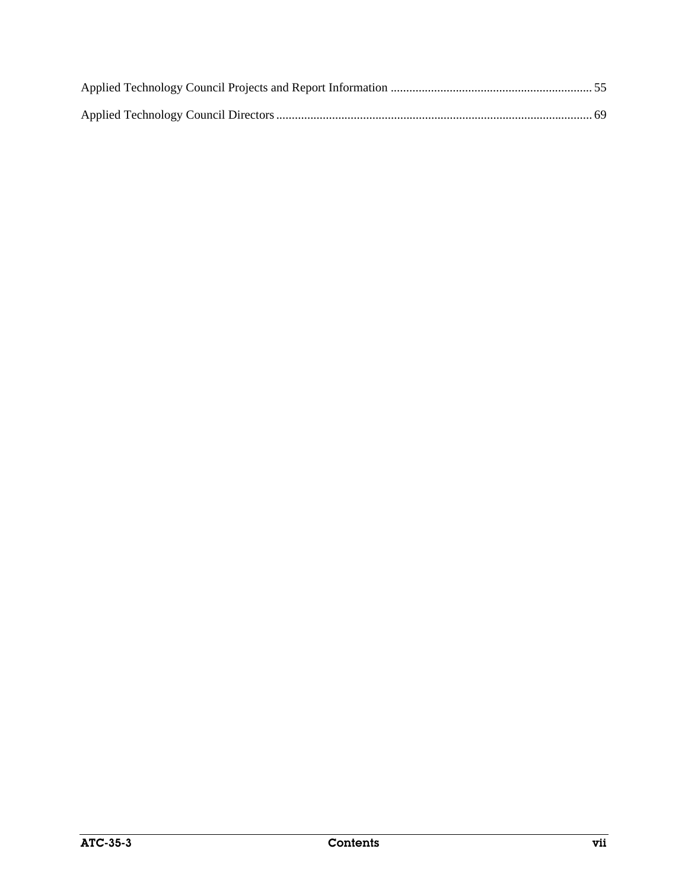Applied Technology Council Projects and Report Information ................................................................. 55

Applied Technology Council Directors ...................................................................................................... 69